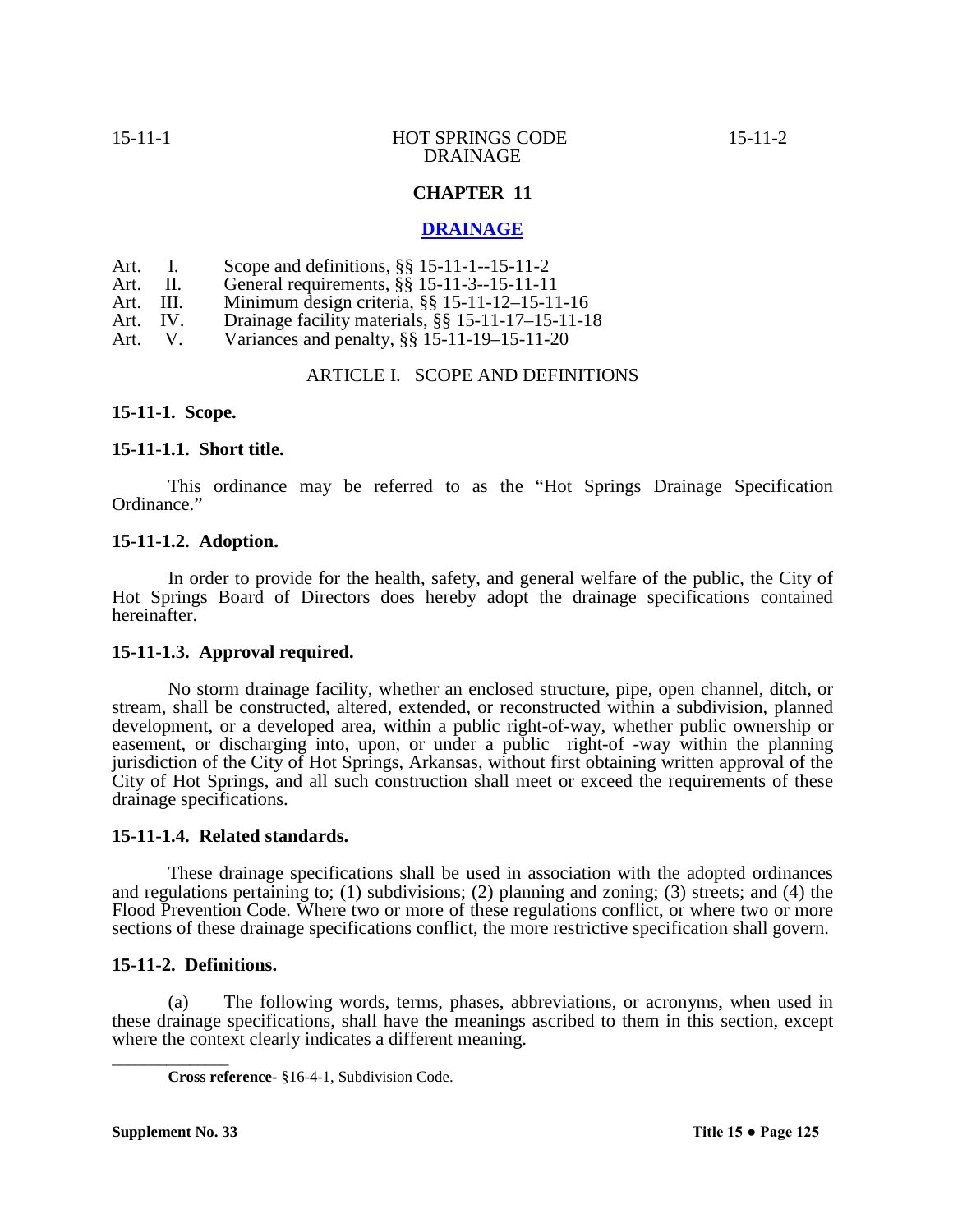# CHAPTER 11

## DRAINAGE

Art. I. Scope and definitions, §§ 15-11-1--15-11-2
Art. II. General requirements, §§ 15-11-3--15-11-11
Art. III. Minimum design criteria, §§ 15-11-12–15-11-16
Art. IV. Drainage facility materials, §§ 15-11-17–15-11-18
Art. V. Variances and penalty, §§ 15-11-19–15-11-20

### ARTICLE I. SCOPE AND DEFINITIONS

**15-11-1. Scope.**

**15-11-1.1. Short title.**

This ordinance may be referred to as the "Hot Springs Drainage Specification Ordinance."

**15-11-1.2. Adoption.**

In order to provide for the health, safety, and general welfare of the public, the City of Hot Springs Board of Directors does hereby adopt the drainage specifications contained hereinafter.

**15-11-1.3. Approval required.**

No storm drainage facility, whether an enclosed structure, pipe, open channel, ditch, or stream, shall be constructed, altered, extended, or reconstructed within a subdivision, planned development, or a developed area, within a public right-of-way, whether public ownership or easement, or discharging into, upon, or under a public right-of -way within the planning jurisdiction of the City of Hot Springs, Arkansas, without first obtaining written approval of the City of Hot Springs, and all such construction shall meet or exceed the requirements of these drainage specifications.

**15-11-1.4. Related standards.**

These drainage specifications shall be used in association with the adopted ordinances and regulations pertaining to; (1) subdivisions; (2) planning and zoning; (3) streets; and (4) the Flood Prevention Code. Where two or more of these regulations conflict, or where two or more sections of these drainage specifications conflict, the more restrictive specification shall govern.

**15-11-2. Definitions.**

(a) The following words, terms, phases, abbreviations, or acronyms, when used in these drainage specifications, shall have the meanings ascribed to them in this section, except where the context clearly indicates a different meaning.

---

**Cross reference**- §16-4-1, Subdivision Code.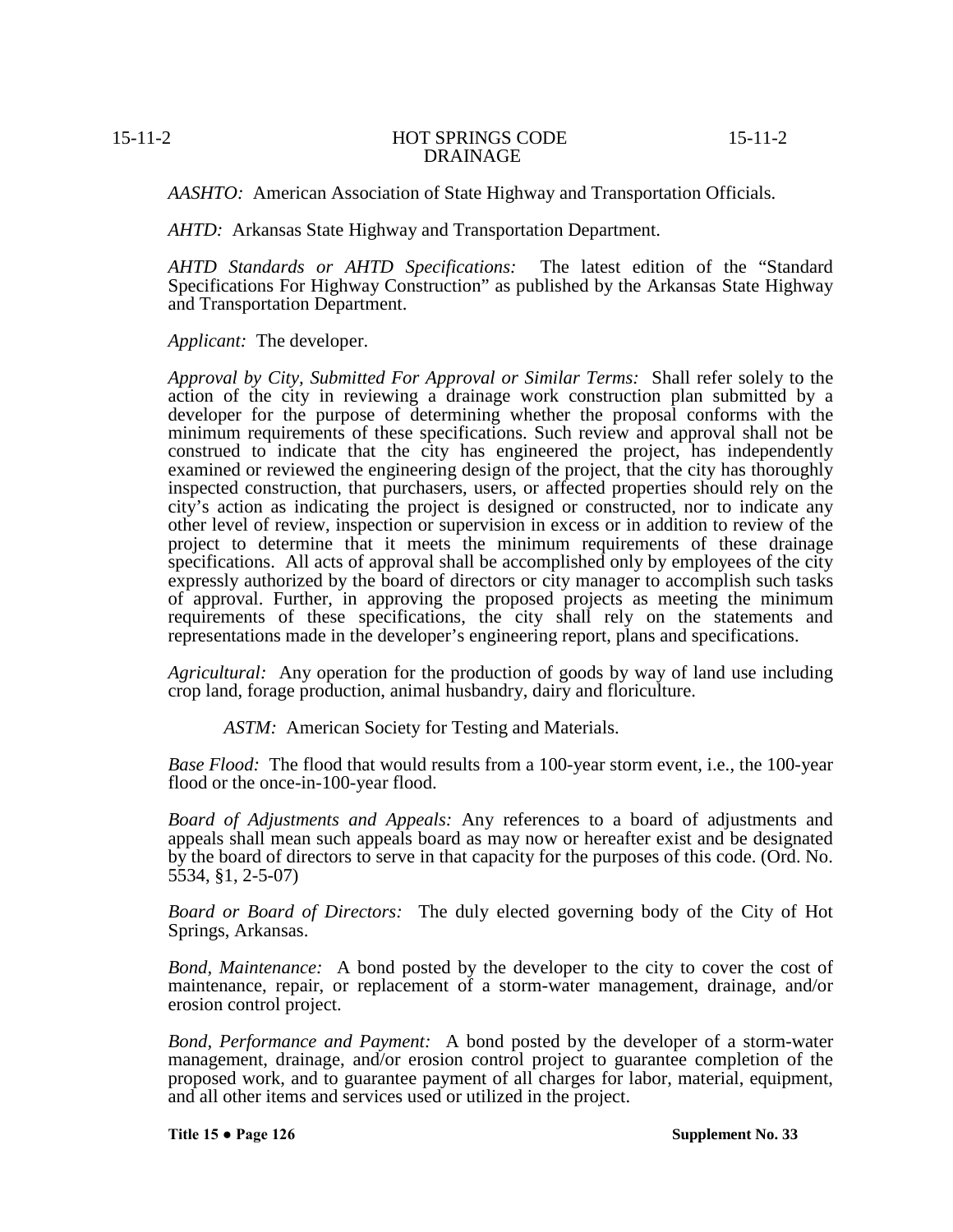*AASHTO:* American Association of State Highway and Transportation Officials.

*AHTD:* Arkansas State Highway and Transportation Department.

*AHTD Standards or AHTD Specifications:* The latest edition of the "Standard Specifications For Highway Construction" as published by the Arkansas State Highway and Transportation Department.

*Applicant:* The developer.

*Approval by City, Submitted For Approval or Similar Terms:* Shall refer solely to the action of the city in reviewing a drainage work construction plan submitted by a developer for the purpose of determining whether the proposal conforms with the minimum requirements of these specifications. Such review and approval shall not be construed to indicate that the city has engineered the project, has independently examined or reviewed the engineering design of the project, that the city has thoroughly inspected construction, that purchasers, users, or affected properties should rely on the city's action as indicating the project is designed or constructed, nor to indicate any other level of review, inspection or supervision in excess or in addition to review of the project to determine that it meets the minimum requirements of these drainage specifications. All acts of approval shall be accomplished only by employees of the city expressly authorized by the board of directors or city manager to accomplish such tasks of approval. Further, in approving the proposed projects as meeting the minimum requirements of these specifications, the city shall rely on the statements and representations made in the developer's engineering report, plans and specifications.

*Agricultural:* Any operation for the production of goods by way of land use including crop land, forage production, animal husbandry, dairy and floriculture.

*ASTM:* American Society for Testing and Materials.

*Base Flood:* The flood that would results from a 100-year storm event, i.e., the 100-year flood or the once-in-100-year flood.

*Board of Adjustments and Appeals:* Any references to a board of adjustments and appeals shall mean such appeals board as may now or hereafter exist and be designated by the board of directors to serve in that capacity for the purposes of this code. (Ord. No. 5534, §1, 2-5-07)

*Board or Board of Directors:* The duly elected governing body of the City of Hot Springs, Arkansas.

*Bond, Maintenance:* A bond posted by the developer to the city to cover the cost of maintenance, repair, or replacement of a storm-water management, drainage, and/or erosion control project.

*Bond, Performance and Payment:* A bond posted by the developer of a storm-water management, drainage, and/or erosion control project to guarantee completion of the proposed work, and to guarantee payment of all charges for labor, material, equipment, and all other items and services used or utilized in the project.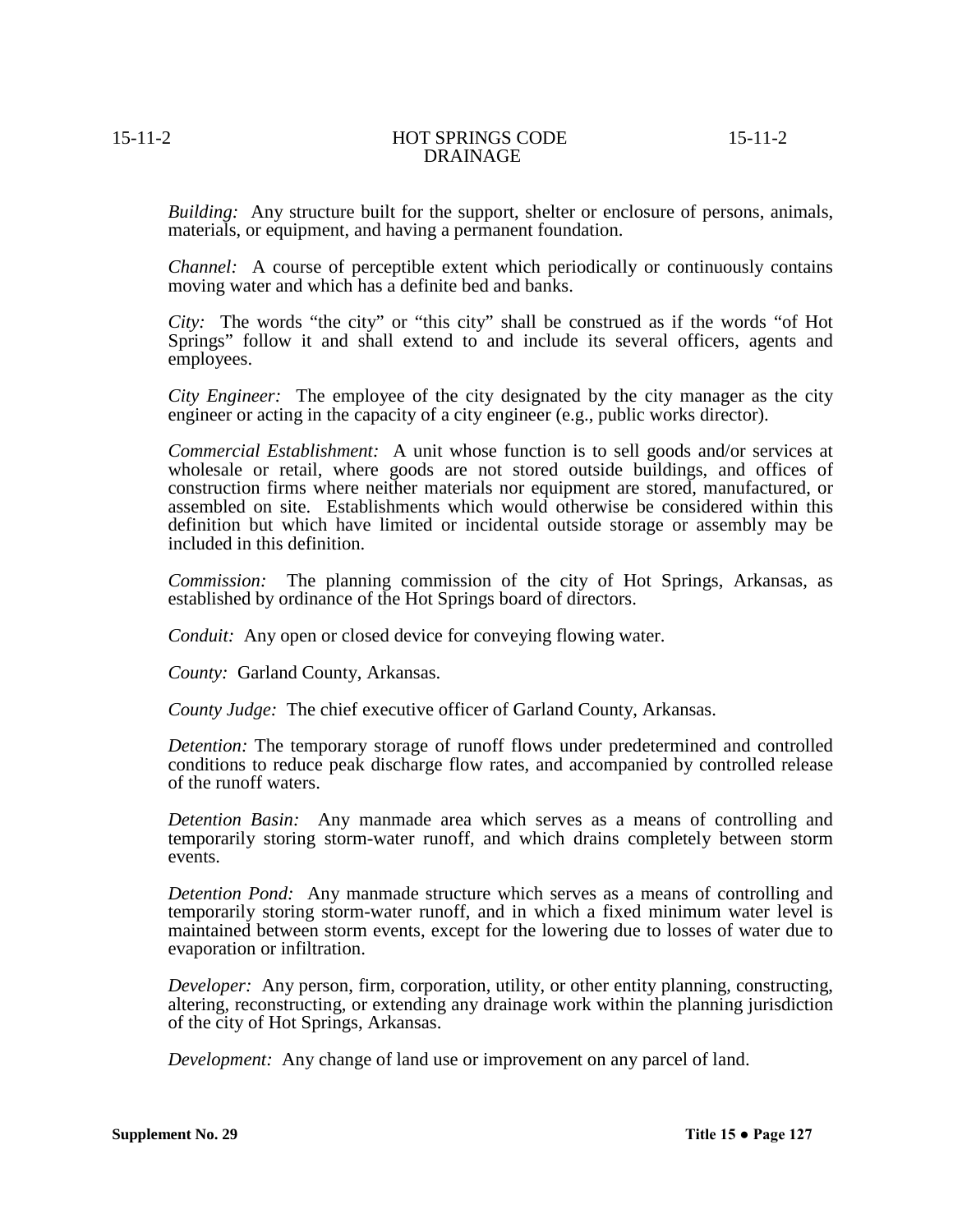*Building:* Any structure built for the support, shelter or enclosure of persons, animals, materials, or equipment, and having a permanent foundation.

*Channel:* A course of perceptible extent which periodically or continuously contains moving water and which has a definite bed and banks.

*City:* The words "the city" or "this city" shall be construed as if the words "of Hot Springs" follow it and shall extend to and include its several officers, agents and employees.

*City Engineer:* The employee of the city designated by the city manager as the city engineer or acting in the capacity of a city engineer (e.g., public works director).

*Commercial Establishment:* A unit whose function is to sell goods and/or services at wholesale or retail, where goods are not stored outside buildings, and offices of construction firms where neither materials nor equipment are stored, manufactured, or assembled on site. Establishments which would otherwise be considered within this definition but which have limited or incidental outside storage or assembly may be included in this definition.

*Commission:* The planning commission of the city of Hot Springs, Arkansas, as established by ordinance of the Hot Springs board of directors.

*Conduit:* Any open or closed device for conveying flowing water.

*County:* Garland County, Arkansas.

*County Judge:* The chief executive officer of Garland County, Arkansas.

*Detention:* The temporary storage of runoff flows under predetermined and controlled conditions to reduce peak discharge flow rates, and accompanied by controlled release of the runoff waters.

*Detention Basin:* Any manmade area which serves as a means of controlling and temporarily storing storm-water runoff, and which drains completely between storm events.

*Detention Pond:* Any manmade structure which serves as a means of controlling and temporarily storing storm-water runoff, and in which a fixed minimum water level is maintained between storm events, except for the lowering due to losses of water due to evaporation or infiltration.

*Developer:* Any person, firm, corporation, utility, or other entity planning, constructing, altering, reconstructing, or extending any drainage work within the planning jurisdiction of the city of Hot Springs, Arkansas.

*Development:* Any change of land use or improvement on any parcel of land.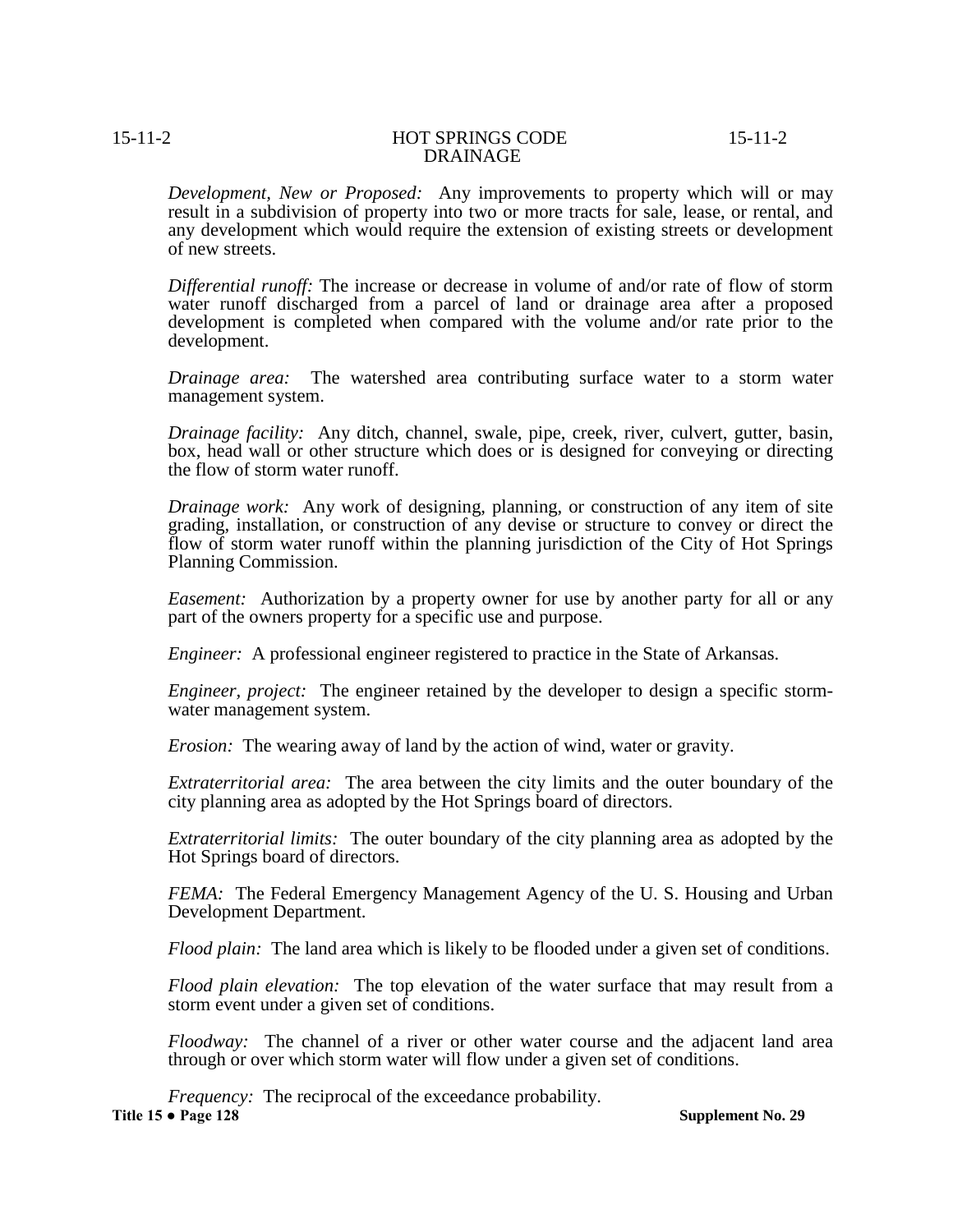*Development, New or Proposed:* Any improvements to property which will or may result in a subdivision of property into two or more tracts for sale, lease, or rental, and any development which would require the extension of existing streets or development of new streets.

*Differential runoff:* The increase or decrease in volume of and/or rate of flow of storm water runoff discharged from a parcel of land or drainage area after a proposed development is completed when compared with the volume and/or rate prior to the development.

*Drainage area:* The watershed area contributing surface water to a storm water management system.

*Drainage facility:* Any ditch, channel, swale, pipe, creek, river, culvert, gutter, basin, box, head wall or other structure which does or is designed for conveying or directing the flow of storm water runoff.

*Drainage work:* Any work of designing, planning, or construction of any item of site grading, installation, or construction of any devise or structure to convey or direct the flow of storm water runoff within the planning jurisdiction of the City of Hot Springs Planning Commission.

*Easement:* Authorization by a property owner for use by another party for all or any part of the owners property for a specific use and purpose.

*Engineer:* A professional engineer registered to practice in the State of Arkansas.

*Engineer, project:* The engineer retained by the developer to design a specific storm-water management system.

*Erosion:* The wearing away of land by the action of wind, water or gravity.

*Extraterritorial area:* The area between the city limits and the outer boundary of the city planning area as adopted by the Hot Springs board of directors.

*Extraterritorial limits:* The outer boundary of the city planning area as adopted by the Hot Springs board of directors.

*FEMA:* The Federal Emergency Management Agency of the U. S. Housing and Urban Development Department.

*Flood plain:* The land area which is likely to be flooded under a given set of conditions.

*Flood plain elevation:* The top elevation of the water surface that may result from a storm event under a given set of conditions.

*Floodway:* The channel of a river or other water course and the adjacent land area through or over which storm water will flow under a given set of conditions.

*Frequency:* The reciprocal of the exceedance probability.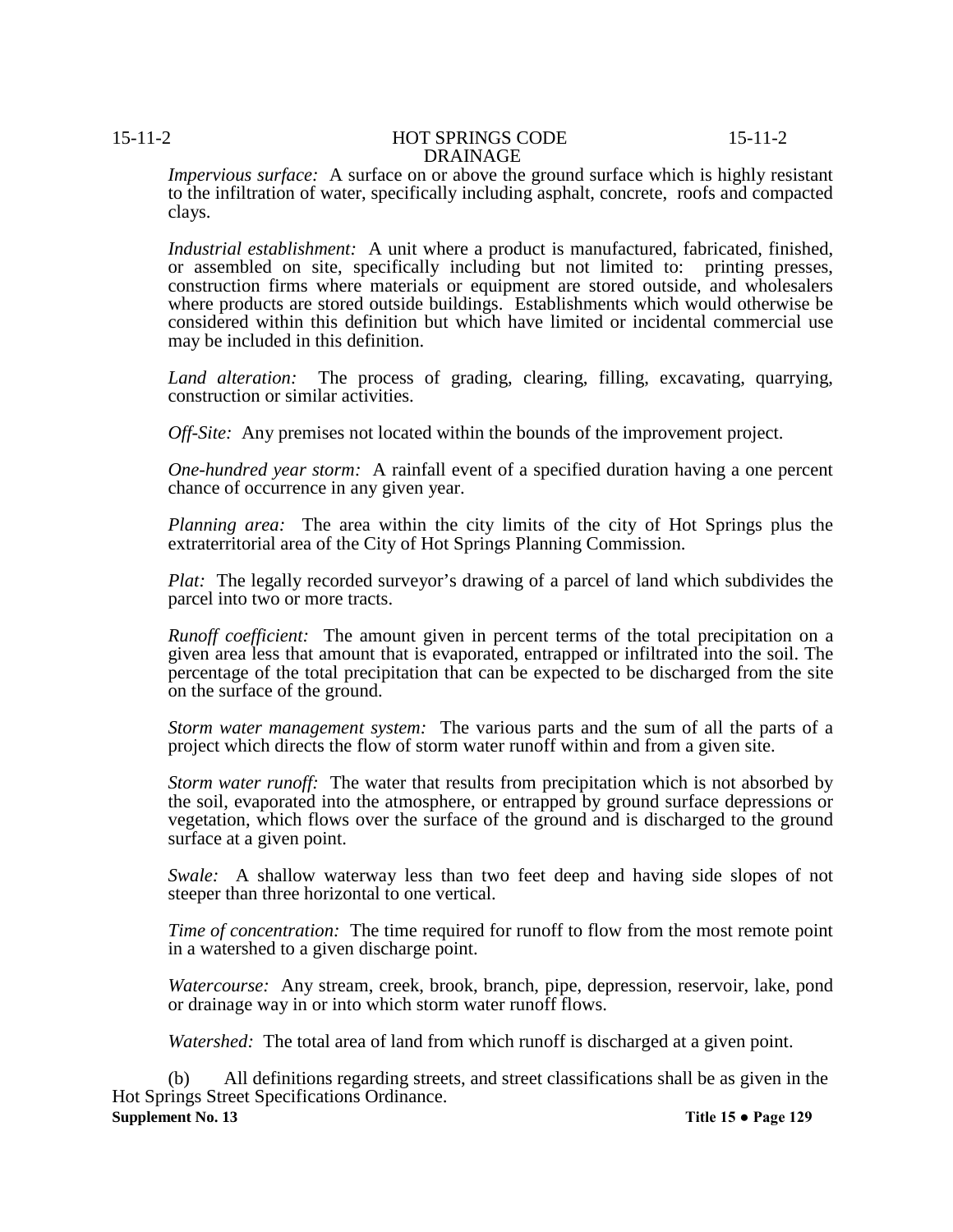*Impervious surface:* A surface on or above the ground surface which is highly resistant to the infiltration of water, specifically including asphalt, concrete, roofs and compacted clays.

*Industrial establishment:* A unit where a product is manufactured, fabricated, finished, or assembled on site, specifically including but not limited to: printing presses, construction firms where materials or equipment are stored outside, and wholesalers where products are stored outside buildings. Establishments which would otherwise be considered within this definition but which have limited or incidental commercial use may be included in this definition.

*Land alteration:* The process of grading, clearing, filling, excavating, quarrying, construction or similar activities.

*Off-Site:* Any premises not located within the bounds of the improvement project.

*One-hundred year storm:* A rainfall event of a specified duration having a one percent chance of occurrence in any given year.

*Planning area:* The area within the city limits of the city of Hot Springs plus the extraterritorial area of the City of Hot Springs Planning Commission.

*Plat:* The legally recorded surveyor's drawing of a parcel of land which subdivides the parcel into two or more tracts.

*Runoff coefficient:* The amount given in percent terms of the total precipitation on a given area less that amount that is evaporated, entrapped or infiltrated into the soil. The percentage of the total precipitation that can be expected to be discharged from the site on the surface of the ground.

*Storm water management system:* The various parts and the sum of all the parts of a project which directs the flow of storm water runoff within and from a given site.

*Storm water runoff:* The water that results from precipitation which is not absorbed by the soil, evaporated into the atmosphere, or entrapped by ground surface depressions or vegetation, which flows over the surface of the ground and is discharged to the ground surface at a given point.

*Swale:* A shallow waterway less than two feet deep and having side slopes of not steeper than three horizontal to one vertical.

*Time of concentration:* The time required for runoff to flow from the most remote point in a watershed to a given discharge point.

*Watercourse:* Any stream, creek, brook, branch, pipe, depression, reservoir, lake, pond or drainage way in or into which storm water runoff flows.

*Watershed:* The total area of land from which runoff is discharged at a given point.

(b) All definitions regarding streets, and street classifications shall be as given in the Hot Springs Street Specifications Ordinance.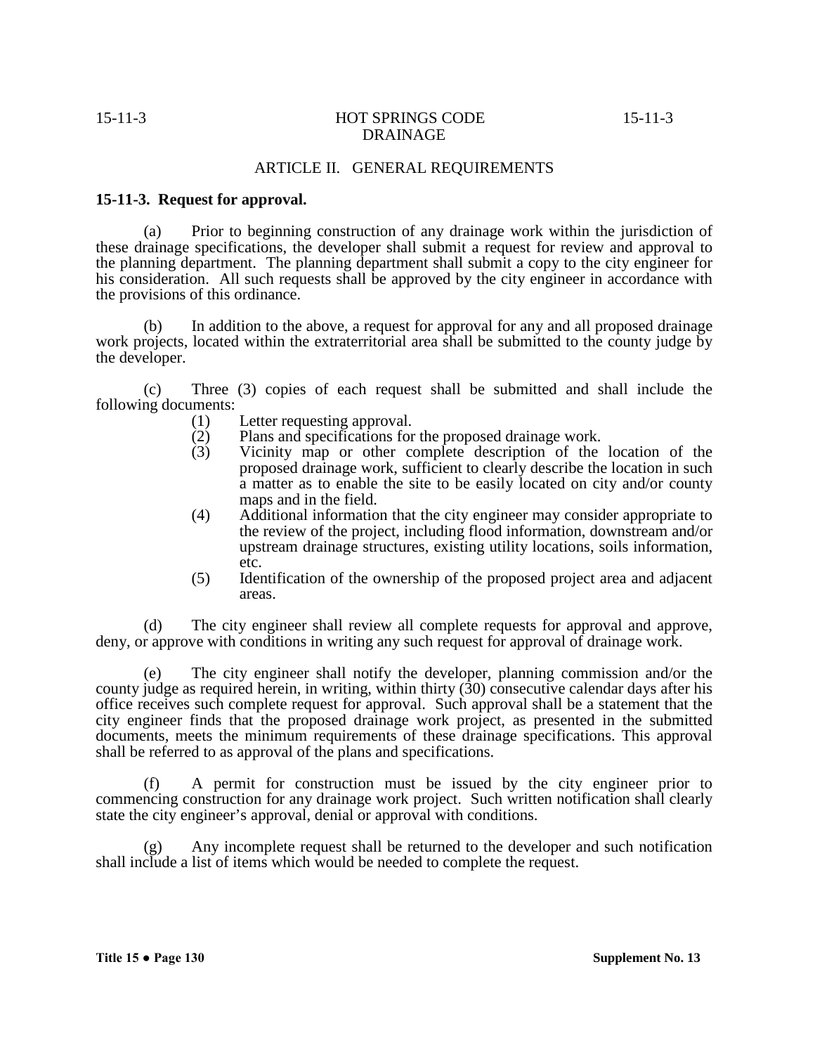## ARTICLE II. GENERAL REQUIREMENTS

### 15-11-3. Request for approval.

(a) Prior to beginning construction of any drainage work within the jurisdiction of these drainage specifications, the developer shall submit a request for review and approval to the planning department. The planning department shall submit a copy to the city engineer for his consideration. All such requests shall be approved by the city engineer in accordance with the provisions of this ordinance.

(b) In addition to the above, a request for approval for any and all proposed drainage work projects, located within the extraterritorial area shall be submitted to the county judge by the developer.

(c) Three (3) copies of each request shall be submitted and shall include the following documents:

(1) Letter requesting approval.
(2) Plans and specifications for the proposed drainage work.
(3) Vicinity map or other complete description of the location of the proposed drainage work, sufficient to clearly describe the location in such a matter as to enable the site to be easily located on city and/or county maps and in the field.
(4) Additional information that the city engineer may consider appropriate to the review of the project, including flood information, downstream and/or upstream drainage structures, existing utility locations, soils information, etc.
(5) Identification of the ownership of the proposed project area and adjacent areas.

(d) The city engineer shall review all complete requests for approval and approve, deny, or approve with conditions in writing any such request for approval of drainage work.

(e) The city engineer shall notify the developer, planning commission and/or the county judge as required herein, in writing, within thirty (30) consecutive calendar days after his office receives such complete request for approval. Such approval shall be a statement that the city engineer finds that the proposed drainage work project, as presented in the submitted documents, meets the minimum requirements of these drainage specifications. This approval shall be referred to as approval of the plans and specifications.

(f) A permit for construction must be issued by the city engineer prior to commencing construction for any drainage work project. Such written notification shall clearly state the city engineer's approval, denial or approval with conditions.

(g) Any incomplete request shall be returned to the developer and such notification shall include a list of items which would be needed to complete the request.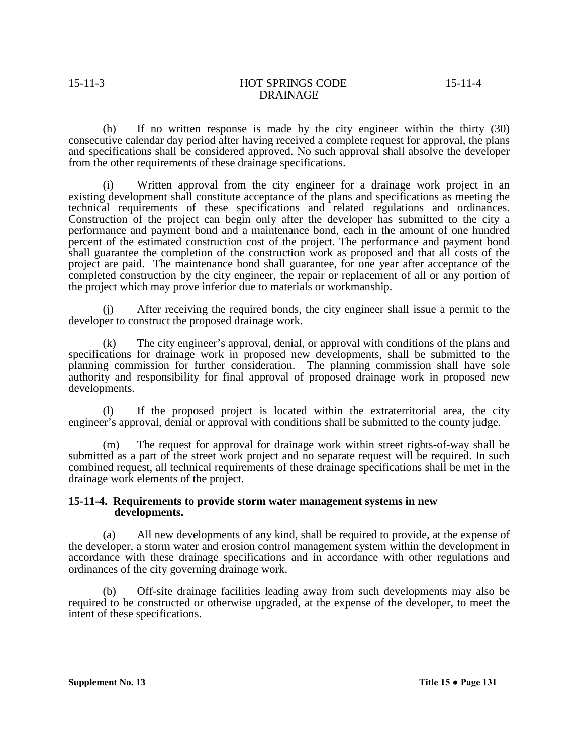(h) If no written response is made by the city engineer within the thirty (30) consecutive calendar day period after having received a complete request for approval, the plans and specifications shall be considered approved. No such approval shall absolve the developer from the other requirements of these drainage specifications.

(i) Written approval from the city engineer for a drainage work project in an existing development shall constitute acceptance of the plans and specifications as meeting the technical requirements of these specifications and related regulations and ordinances. Construction of the project can begin only after the developer has submitted to the city a performance and payment bond and a maintenance bond, each in the amount of one hundred percent of the estimated construction cost of the project. The performance and payment bond shall guarantee the completion of the construction work as proposed and that all costs of the project are paid. The maintenance bond shall guarantee, for one year after acceptance of the completed construction by the city engineer, the repair or replacement of all or any portion of the project which may prove inferior due to materials or workmanship.

(j) After receiving the required bonds, the city engineer shall issue a permit to the developer to construct the proposed drainage work.

(k) The city engineer's approval, denial, or approval with conditions of the plans and specifications for drainage work in proposed new developments, shall be submitted to the planning commission for further consideration. The planning commission shall have sole authority and responsibility for final approval of proposed drainage work in proposed new developments.

(l) If the proposed project is located within the extraterritorial area, the city engineer's approval, denial or approval with conditions shall be submitted to the county judge.

(m) The request for approval for drainage work within street rights-of-way shall be submitted as a part of the street work project and no separate request will be required. In such combined request, all technical requirements of these drainage specifications shall be met in the drainage work elements of the project.

**15-11-4. Requirements to provide storm water management systems in new developments.**

(a) All new developments of any kind, shall be required to provide, at the expense of the developer, a storm water and erosion control management system within the development in accordance with these drainage specifications and in accordance with other regulations and ordinances of the city governing drainage work.

(b) Off-site drainage facilities leading away from such developments may also be required to be constructed or otherwise upgraded, at the expense of the developer, to meet the intent of these specifications.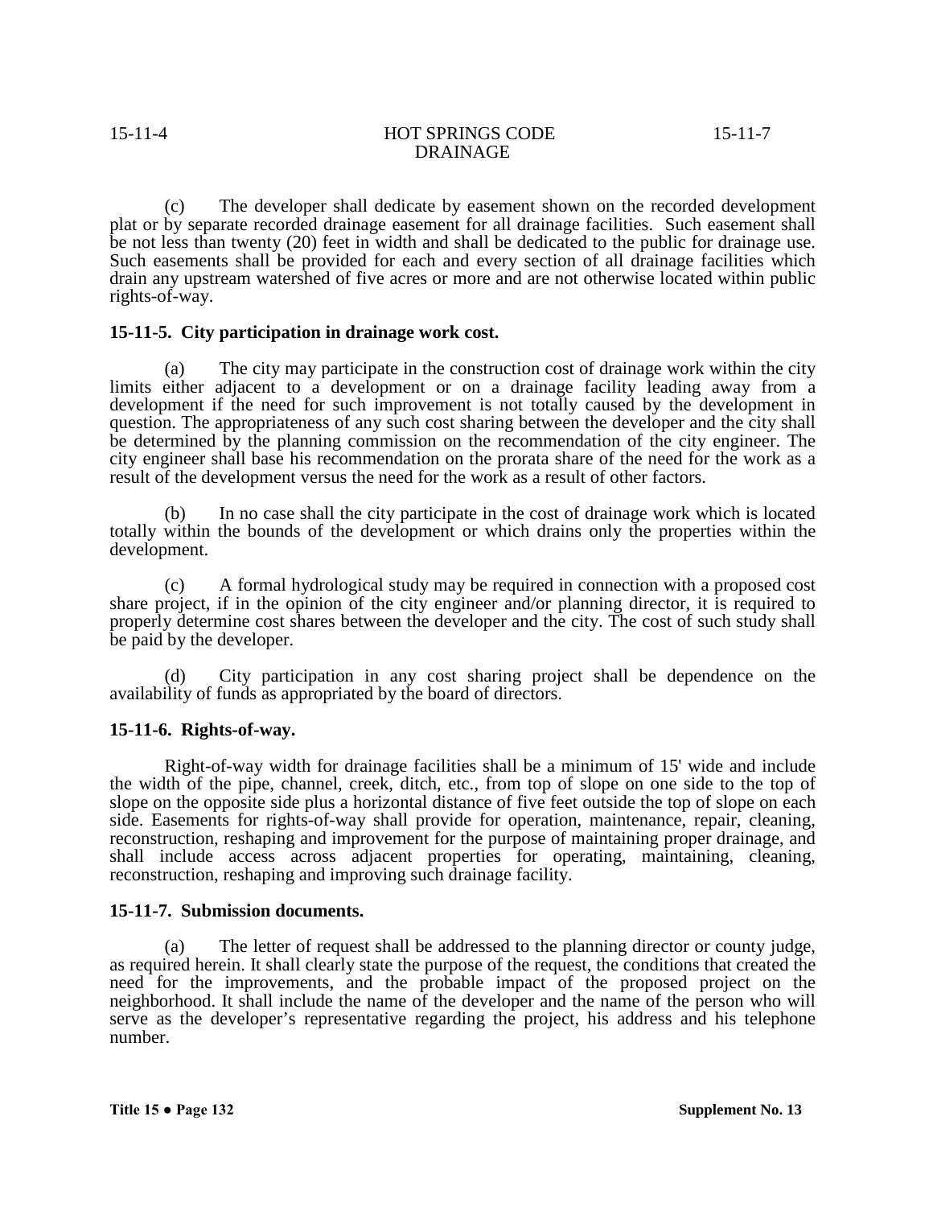(c) The developer shall dedicate by easement shown on the recorded development plat or by separate recorded drainage easement for all drainage facilities. Such easement shall be not less than twenty (20) feet in width and shall be dedicated to the public for drainage use. Such easements shall be provided for each and every section of all drainage facilities which drain any upstream watershed of five acres or more and are not otherwise located within public rights-of-way.

**15-11-5. City participation in drainage work cost.**

(a) The city may participate in the construction cost of drainage work within the city limits either adjacent to a development or on a drainage facility leading away from a development if the need for such improvement is not totally caused by the development in question. The appropriateness of any such cost sharing between the developer and the city shall be determined by the planning commission on the recommendation of the city engineer. The city engineer shall base his recommendation on the prorata share of the need for the work as a result of the development versus the need for the work as a result of other factors.

(b) In no case shall the city participate in the cost of drainage work which is located totally within the bounds of the development or which drains only the properties within the development.

(c) A formal hydrological study may be required in connection with a proposed cost share project, if in the opinion of the city engineer and/or planning director, it is required to properly determine cost shares between the developer and the city. The cost of such study shall be paid by the developer.

(d) City participation in any cost sharing project shall be dependence on the availability of funds as appropriated by the board of directors.

**15-11-6. Rights-of-way.**

Right-of-way width for drainage facilities shall be a minimum of 15' wide and include the width of the pipe, channel, creek, ditch, etc., from top of slope on one side to the top of slope on the opposite side plus a horizontal distance of five feet outside the top of slope on each side. Easements for rights-of-way shall provide for operation, maintenance, repair, cleaning, reconstruction, reshaping and improvement for the purpose of maintaining proper drainage, and shall include access across adjacent properties for operating, maintaining, cleaning, reconstruction, reshaping and improving such drainage facility.

**15-11-7. Submission documents.**

(a) The letter of request shall be addressed to the planning director or county judge, as required herein. It shall clearly state the purpose of the request, the conditions that created the need for the improvements, and the probable impact of the proposed project on the neighborhood. It shall include the name of the developer and the name of the person who will serve as the developer's representative regarding the project, his address and his telephone number.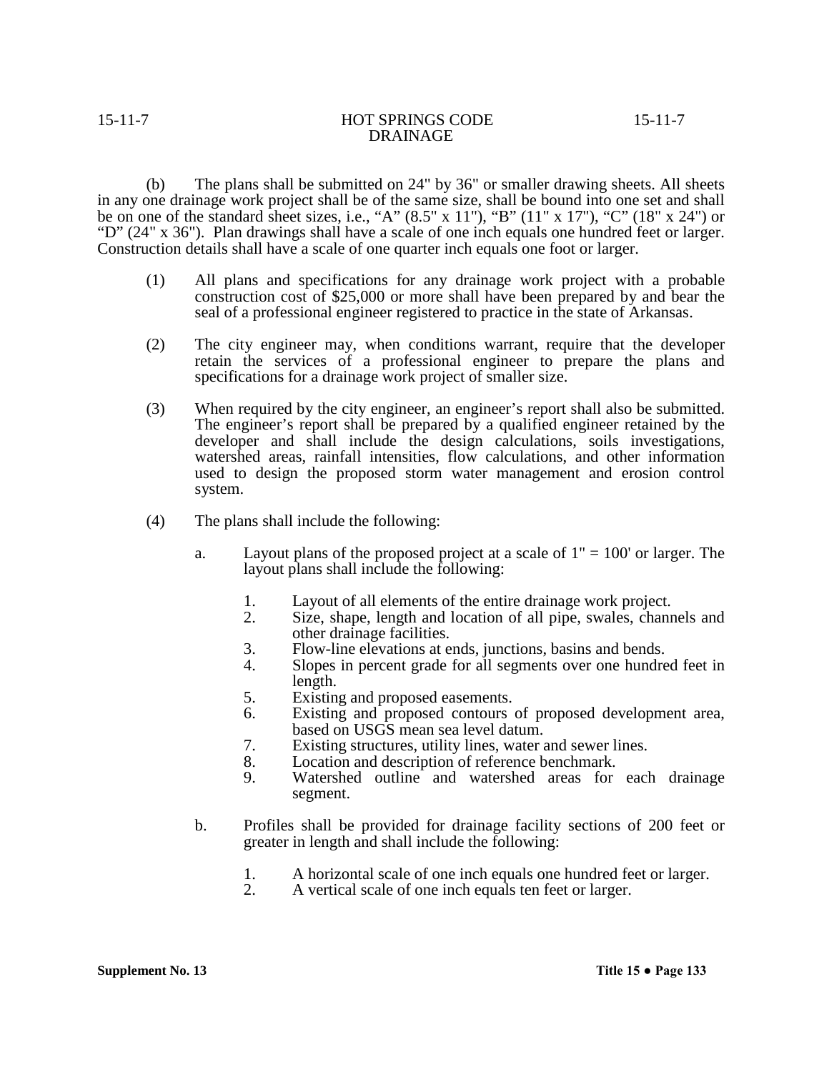(b) The plans shall be submitted on 24" by 36" or smaller drawing sheets. All sheets in any one drainage work project shall be of the same size, shall be bound into one set and shall be on one of the standard sheet sizes, i.e., "A" (8.5" x 11"), "B" (11" x 17"), "C" (18" x 24") or "D" (24" x 36"). Plan drawings shall have a scale of one inch equals one hundred feet or larger. Construction details shall have a scale of one quarter inch equals one foot or larger.

(1) All plans and specifications for any drainage work project with a probable construction cost of $25,000 or more shall have been prepared by and bear the seal of a professional engineer registered to practice in the state of Arkansas.

(2) The city engineer may, when conditions warrant, require that the developer retain the services of a professional engineer to prepare the plans and specifications for a drainage work project of smaller size.

(3) When required by the city engineer, an engineer's report shall also be submitted. The engineer's report shall be prepared by a qualified engineer retained by the developer and shall include the design calculations, soils investigations, watershed areas, rainfall intensities, flow calculations, and other information used to design the proposed storm water management and erosion control system.

(4) The plans shall include the following:

a. Layout plans of the proposed project at a scale of 1" = 100' or larger. The layout plans shall include the following:

1. Layout of all elements of the entire drainage work project.
2. Size, shape, length and location of all pipe, swales, channels and other drainage facilities.
3. Flow-line elevations at ends, junctions, basins and bends.
4. Slopes in percent grade for all segments over one hundred feet in length.
5. Existing and proposed easements.
6. Existing and proposed contours of proposed development area, based on USGS mean sea level datum.
7. Existing structures, utility lines, water and sewer lines.
8. Location and description of reference benchmark.
9. Watershed outline and watershed areas for each drainage segment.

b. Profiles shall be provided for drainage facility sections of 200 feet or greater in length and shall include the following:

1. A horizontal scale of one inch equals one hundred feet or larger.
2. A vertical scale of one inch equals ten feet or larger.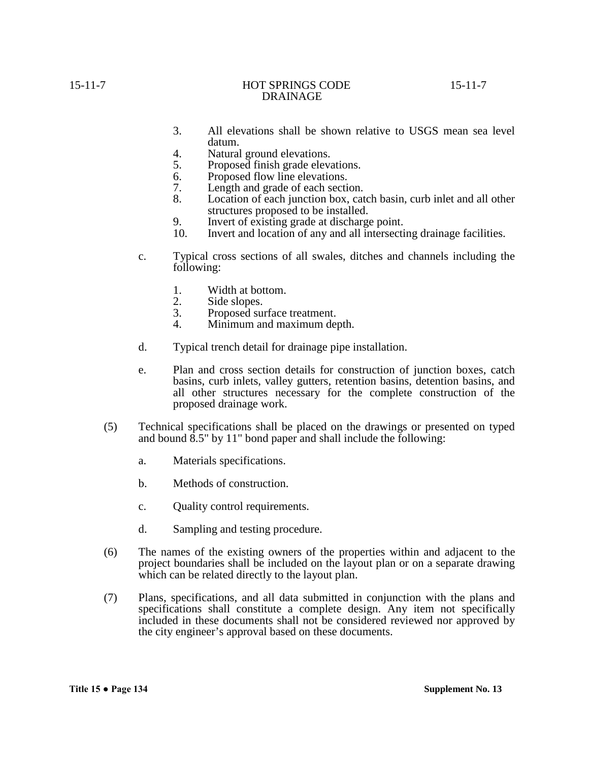3. All elevations shall be shown relative to USGS mean sea level datum.
4. Natural ground elevations.
5. Proposed finish grade elevations.
6. Proposed flow line elevations.
7. Length and grade of each section.
8. Location of each junction box, catch basin, curb inlet and all other structures proposed to be installed.
9. Invert of existing grade at discharge point.
10. Invert and location of any and all intersecting drainage facilities.

c. Typical cross sections of all swales, ditches and channels including the following:

1. Width at bottom.
2. Side slopes.
3. Proposed surface treatment.
4. Minimum and maximum depth.

d. Typical trench detail for drainage pipe installation.

e. Plan and cross section details for construction of junction boxes, catch basins, curb inlets, valley gutters, retention basins, detention basins, and all other structures necessary for the complete construction of the proposed drainage work.

(5) Technical specifications shall be placed on the drawings or presented on typed and bound 8.5" by 11" bond paper and shall include the following:

a. Materials specifications.

b. Methods of construction.

c. Quality control requirements.

d. Sampling and testing procedure.

(6) The names of the existing owners of the properties within and adjacent to the project boundaries shall be included on the layout plan or on a separate drawing which can be related directly to the layout plan.

(7) Plans, specifications, and all data submitted in conjunction with the plans and specifications shall constitute a complete design. Any item not specifically included in these documents shall not be considered reviewed nor approved by the city engineer's approval based on these documents.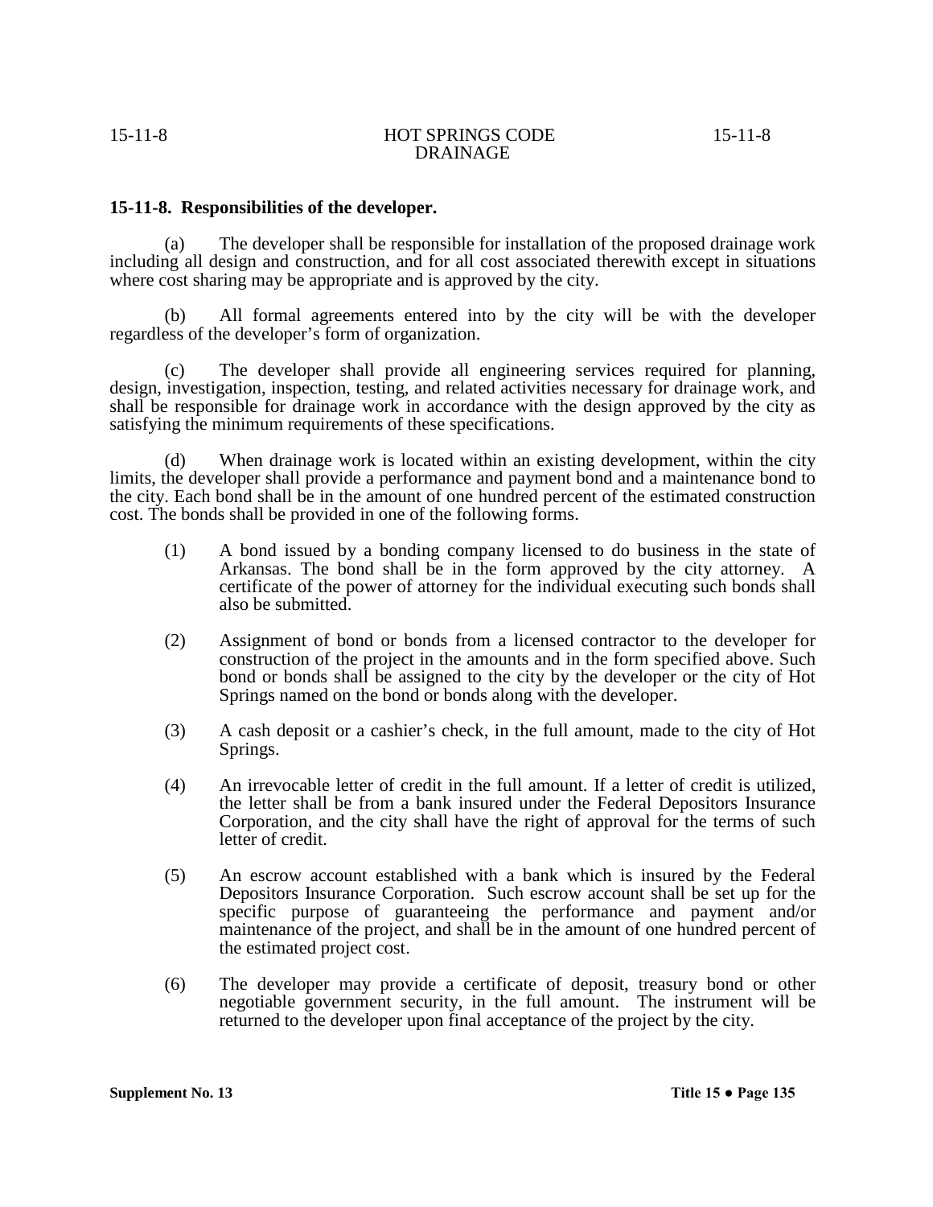## 15-11-8. Responsibilities of the developer.

(a) The developer shall be responsible for installation of the proposed drainage work including all design and construction, and for all cost associated therewith except in situations where cost sharing may be appropriate and is approved by the city.

(b) All formal agreements entered into by the city will be with the developer regardless of the developer's form of organization.

(c) The developer shall provide all engineering services required for planning, design, investigation, inspection, testing, and related activities necessary for drainage work, and shall be responsible for drainage work in accordance with the design approved by the city as satisfying the minimum requirements of these specifications.

(d) When drainage work is located within an existing development, within the city limits, the developer shall provide a performance and payment bond and a maintenance bond to the city. Each bond shall be in the amount of one hundred percent of the estimated construction cost. The bonds shall be provided in one of the following forms.

(1) A bond issued by a bonding company licensed to do business in the state of Arkansas. The bond shall be in the form approved by the city attorney. A certificate of the power of attorney for the individual executing such bonds shall also be submitted.

(2) Assignment of bond or bonds from a licensed contractor to the developer for construction of the project in the amounts and in the form specified above. Such bond or bonds shall be assigned to the city by the developer or the city of Hot Springs named on the bond or bonds along with the developer.

(3) A cash deposit or a cashier's check, in the full amount, made to the city of Hot Springs.

(4) An irrevocable letter of credit in the full amount. If a letter of credit is utilized, the letter shall be from a bank insured under the Federal Depositors Insurance Corporation, and the city shall have the right of approval for the terms of such letter of credit.

(5) An escrow account established with a bank which is insured by the Federal Depositors Insurance Corporation. Such escrow account shall be set up for the specific purpose of guaranteeing the performance and payment and/or maintenance of the project, and shall be in the amount of one hundred percent of the estimated project cost.

(6) The developer may provide a certificate of deposit, treasury bond or other negotiable government security, in the full amount. The instrument will be returned to the developer upon final acceptance of the project by the city.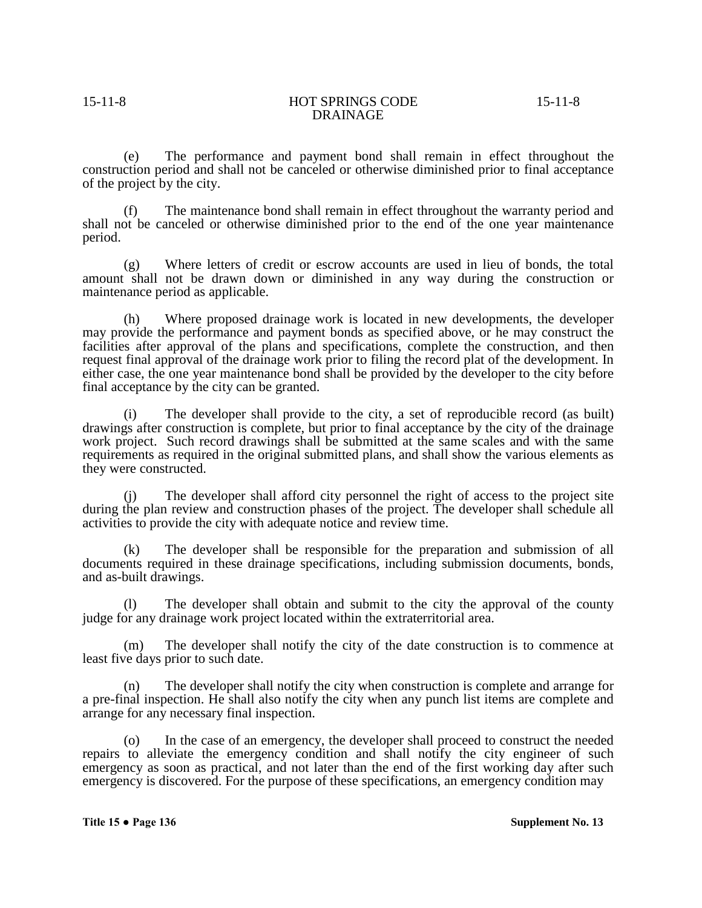(e) The performance and payment bond shall remain in effect throughout the construction period and shall not be canceled or otherwise diminished prior to final acceptance of the project by the city.

(f) The maintenance bond shall remain in effect throughout the warranty period and shall not be canceled or otherwise diminished prior to the end of the one year maintenance period.

(g) Where letters of credit or escrow accounts are used in lieu of bonds, the total amount shall not be drawn down or diminished in any way during the construction or maintenance period as applicable.

(h) Where proposed drainage work is located in new developments, the developer may provide the performance and payment bonds as specified above, or he may construct the facilities after approval of the plans and specifications, complete the construction, and then request final approval of the drainage work prior to filing the record plat of the development. In either case, the one year maintenance bond shall be provided by the developer to the city before final acceptance by the city can be granted.

(i) The developer shall provide to the city, a set of reproducible record (as built) drawings after construction is complete, but prior to final acceptance by the city of the drainage work project. Such record drawings shall be submitted at the same scales and with the same requirements as required in the original submitted plans, and shall show the various elements as they were constructed.

(j) The developer shall afford city personnel the right of access to the project site during the plan review and construction phases of the project. The developer shall schedule all activities to provide the city with adequate notice and review time.

(k) The developer shall be responsible for the preparation and submission of all documents required in these drainage specifications, including submission documents, bonds, and as-built drawings.

(l) The developer shall obtain and submit to the city the approval of the county judge for any drainage work project located within the extraterritorial area.

(m) The developer shall notify the city of the date construction is to commence at least five days prior to such date.

(n) The developer shall notify the city when construction is complete and arrange for a pre-final inspection. He shall also notify the city when any punch list items are complete and arrange for any necessary final inspection.

(o) In the case of an emergency, the developer shall proceed to construct the needed repairs to alleviate the emergency condition and shall notify the city engineer of such emergency as soon as practical, and not later than the end of the first working day after such emergency is discovered. For the purpose of these specifications, an emergency condition may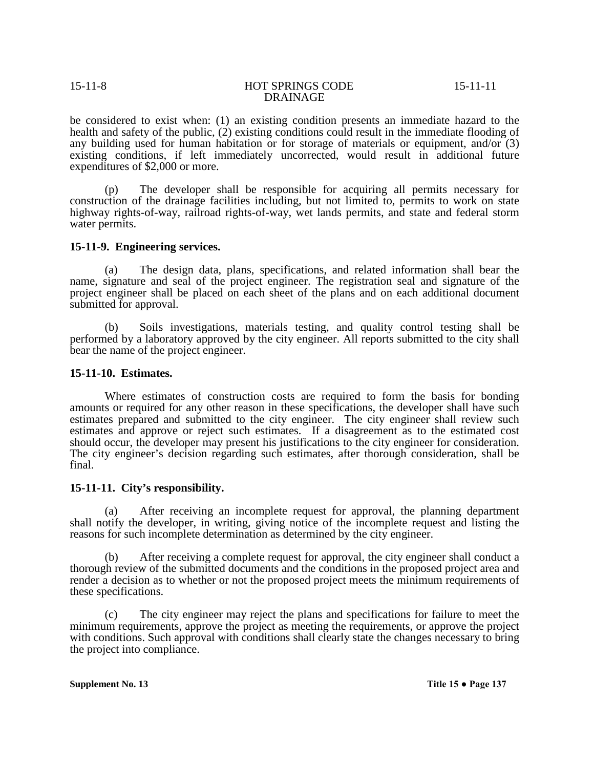be considered to exist when: (1) an existing condition presents an immediate hazard to the health and safety of the public, (2) existing conditions could result in the immediate flooding of any building used for human habitation or for storage of materials or equipment, and/or (3) existing conditions, if left immediately uncorrected, would result in additional future expenditures of $2,000 or more.

(p) The developer shall be responsible for acquiring all permits necessary for construction of the drainage facilities including, but not limited to, permits to work on state highway rights-of-way, railroad rights-of-way, wet lands permits, and state and federal storm water permits.

**15-11-9. Engineering services.**

(a) The design data, plans, specifications, and related information shall bear the name, signature and seal of the project engineer. The registration seal and signature of the project engineer shall be placed on each sheet of the plans and on each additional document submitted for approval.

(b) Soils investigations, materials testing, and quality control testing shall be performed by a laboratory approved by the city engineer. All reports submitted to the city shall bear the name of the project engineer.

**15-11-10. Estimates.**

Where estimates of construction costs are required to form the basis for bonding amounts or required for any other reason in these specifications, the developer shall have such estimates prepared and submitted to the city engineer. The city engineer shall review such estimates and approve or reject such estimates. If a disagreement as to the estimated cost should occur, the developer may present his justifications to the city engineer for consideration. The city engineer's decision regarding such estimates, after thorough consideration, shall be final.

**15-11-11. City's responsibility.**

(a) After receiving an incomplete request for approval, the planning department shall notify the developer, in writing, giving notice of the incomplete request and listing the reasons for such incomplete determination as determined by the city engineer.

(b) After receiving a complete request for approval, the city engineer shall conduct a thorough review of the submitted documents and the conditions in the proposed project area and render a decision as to whether or not the proposed project meets the minimum requirements of these specifications.

(c) The city engineer may reject the plans and specifications for failure to meet the minimum requirements, approve the project as meeting the requirements, or approve the project with conditions. Such approval with conditions shall clearly state the changes necessary to bring the project into compliance.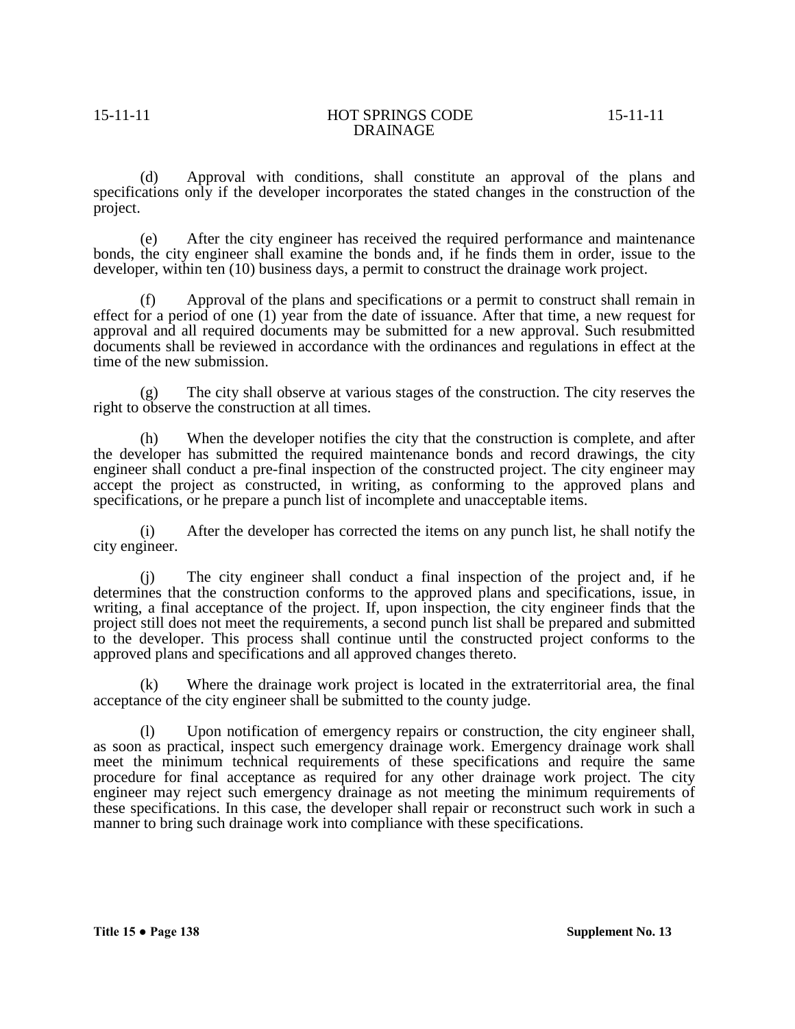(d) Approval with conditions, shall constitute an approval of the plans and specifications only if the developer incorporates the stated changes in the construction of the project.

(e) After the city engineer has received the required performance and maintenance bonds, the city engineer shall examine the bonds and, if he finds them in order, issue to the developer, within ten (10) business days, a permit to construct the drainage work project.

(f) Approval of the plans and specifications or a permit to construct shall remain in effect for a period of one (1) year from the date of issuance. After that time, a new request for approval and all required documents may be submitted for a new approval. Such resubmitted documents shall be reviewed in accordance with the ordinances and regulations in effect at the time of the new submission.

(g) The city shall observe at various stages of the construction. The city reserves the right to observe the construction at all times.

(h) When the developer notifies the city that the construction is complete, and after the developer has submitted the required maintenance bonds and record drawings, the city engineer shall conduct a pre-final inspection of the constructed project. The city engineer may accept the project as constructed, in writing, as conforming to the approved plans and specifications, or he prepare a punch list of incomplete and unacceptable items.

(i) After the developer has corrected the items on any punch list, he shall notify the city engineer.

(j) The city engineer shall conduct a final inspection of the project and, if he determines that the construction conforms to the approved plans and specifications, issue, in writing, a final acceptance of the project. If, upon inspection, the city engineer finds that the project still does not meet the requirements, a second punch list shall be prepared and submitted to the developer. This process shall continue until the constructed project conforms to the approved plans and specifications and all approved changes thereto.

(k) Where the drainage work project is located in the extraterritorial area, the final acceptance of the city engineer shall be submitted to the county judge.

(l) Upon notification of emergency repairs or construction, the city engineer shall, as soon as practical, inspect such emergency drainage work. Emergency drainage work shall meet the minimum technical requirements of these specifications and require the same procedure for final acceptance as required for any other drainage work project. The city engineer may reject such emergency drainage as not meeting the minimum requirements of these specifications. In this case, the developer shall repair or reconstruct such work in such a manner to bring such drainage work into compliance with these specifications.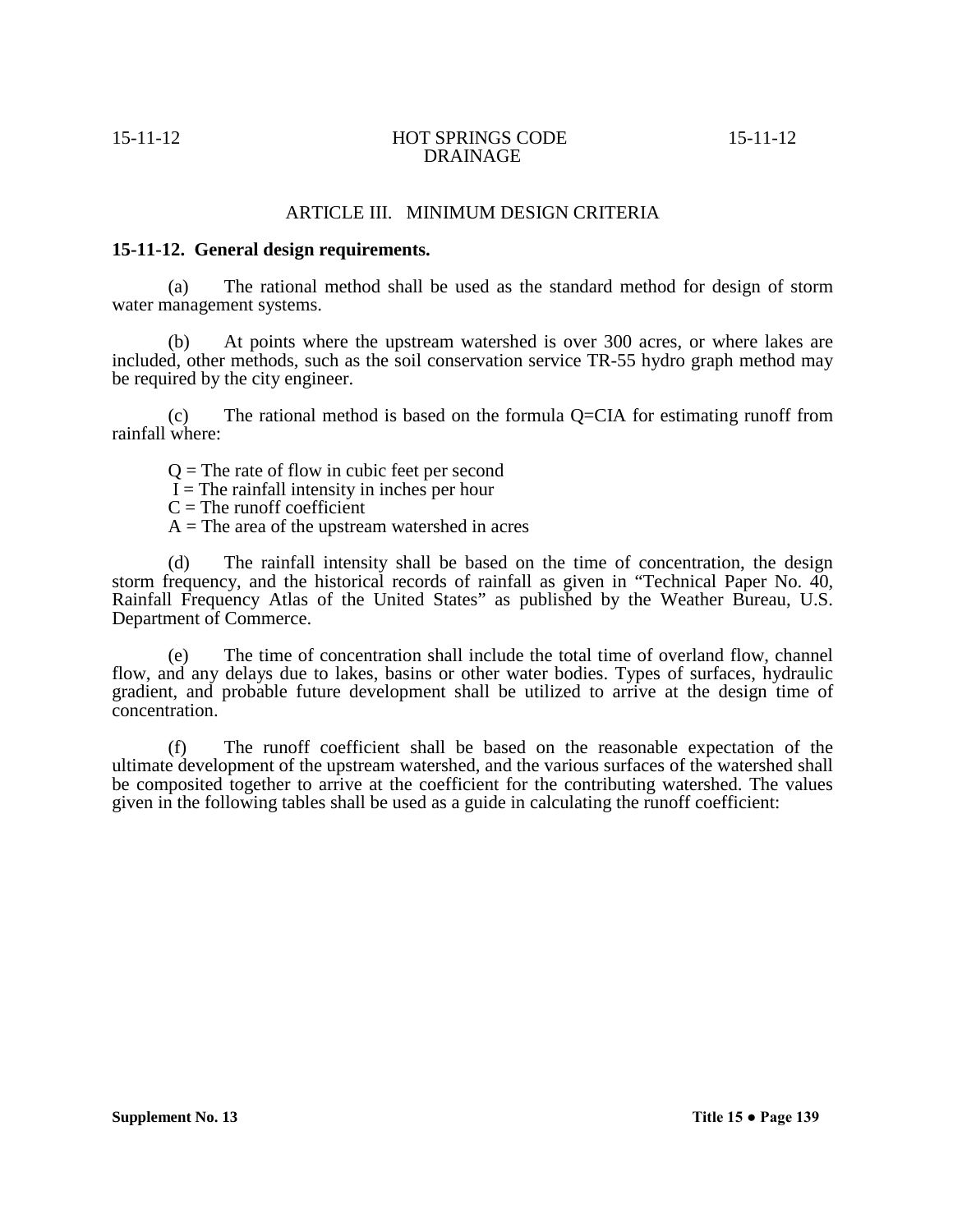## ARTICLE III. MINIMUM DESIGN CRITERIA

### 15-11-12. General design requirements.

(a) The rational method shall be used as the standard method for design of storm water management systems.

(b) At points where the upstream watershed is over 300 acres, or where lakes are included, other methods, such as the soil conservation service TR-55 hydro graph method may be required by the city engineer.

(c) The rational method is based on the formula $Q=CIA$ for estimating runoff from rainfall where:

$Q$ = The rate of flow in cubic feet per second
$I$ = The rainfall intensity in inches per hour
$C$ = The runoff coefficient
$A$ = The area of the upstream watershed in acres

(d) The rainfall intensity shall be based on the time of concentration, the design storm frequency, and the historical records of rainfall as given in "Technical Paper No. 40, Rainfall Frequency Atlas of the United States" as published by the Weather Bureau, U.S. Department of Commerce.

(e) The time of concentration shall include the total time of overland flow, channel flow, and any delays due to lakes, basins or other water bodies. Types of surfaces, hydraulic gradient, and probable future development shall be utilized to arrive at the design time of concentration.

(f) The runoff coefficient shall be based on the reasonable expectation of the ultimate development of the upstream watershed, and the various surfaces of the watershed shall be composited together to arrive at the coefficient for the contributing watershed. The values given in the following tables shall be used as a guide in calculating the runoff coefficient: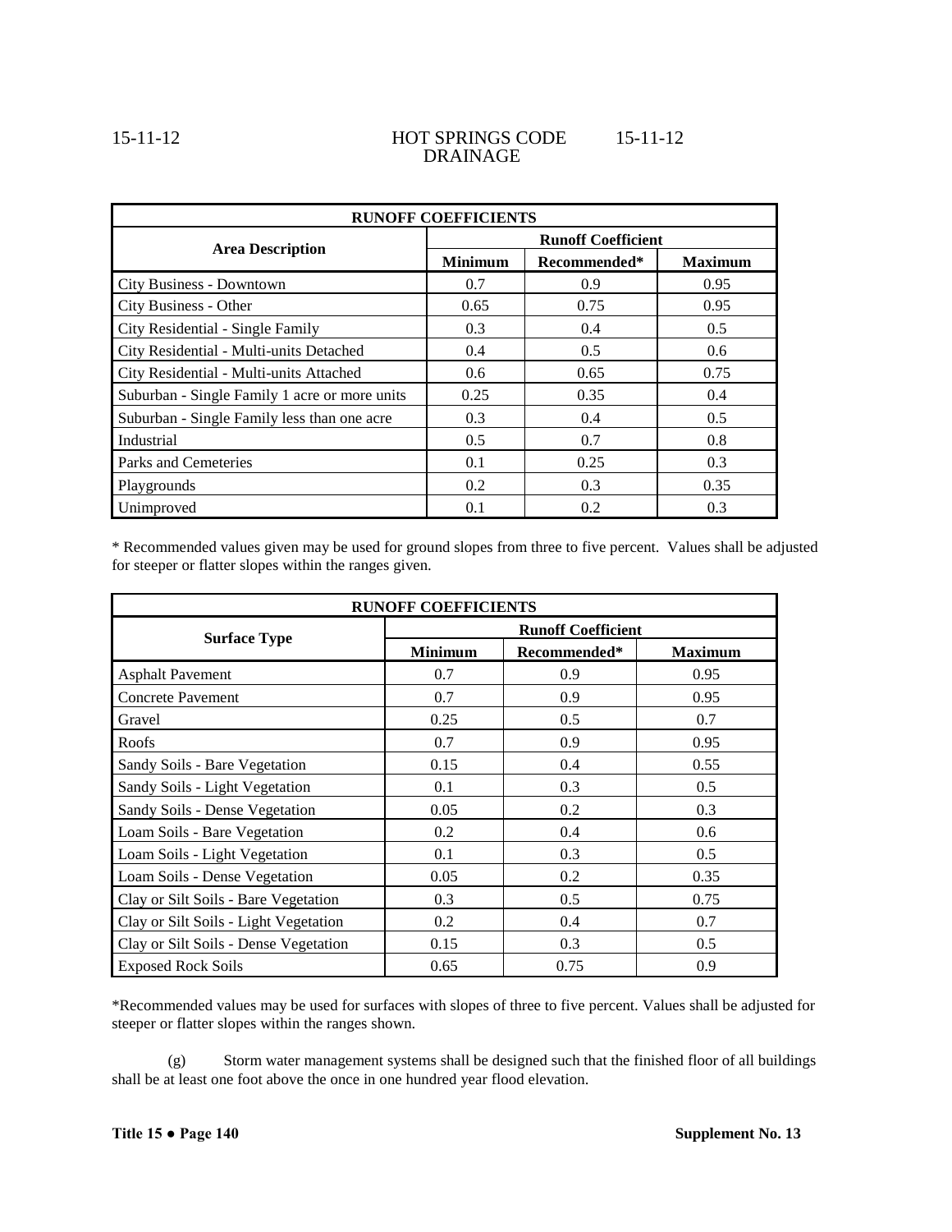| RUNOFF COEFFICIENTS | | | |
|---|---|---|---|
| **Area Description** | **Runoff Coefficient** | | |
| | **Minimum** | **Recommended*** | **Maximum** |
| City Business - Downtown | 0.7 | 0.9 | 0.95 |
| City Business - Other | 0.65 | 0.75 | 0.95 |
| City Residential - Single Family | 0.3 | 0.4 | 0.5 |
| City Residential - Multi-units Detached | 0.4 | 0.5 | 0.6 |
| City Residential - Multi-units Attached | 0.6 | 0.65 | 0.75 |
| Suburban - Single Family 1 acre or more units | 0.25 | 0.35 | 0.4 |
| Suburban - Single Family less than one acre | 0.3 | 0.4 | 0.5 |
| Industrial | 0.5 | 0.7 | 0.8 |
| Parks and Cemeteries | 0.1 | 0.25 | 0.3 |
| Playgrounds | 0.2 | 0.3 | 0.35 |
| Unimproved | 0.1 | 0.2 | 0.3 |

* Recommended values given may be used for ground slopes from three to five percent. Values shall be adjusted for steeper or flatter slopes within the ranges given.

| RUNOFF COEFFICIENTS | | | |
|---|---|---|---|
| **Surface Type** | **Runoff Coefficient** | | |
| | **Minimum** | **Recommended*** | **Maximum** |
| Asphalt Pavement | 0.7 | 0.9 | 0.95 |
| Concrete Pavement | 0.7 | 0.9 | 0.95 |
| Gravel | 0.25 | 0.5 | 0.7 |
| Roofs | 0.7 | 0.9 | 0.95 |
| Sandy Soils - Bare Vegetation | 0.15 | 0.4 | 0.55 |
| Sandy Soils - Light Vegetation | 0.1 | 0.3 | 0.5 |
| Sandy Soils - Dense Vegetation | 0.05 | 0.2 | 0.3 |
| Loam Soils - Bare Vegetation | 0.2 | 0.4 | 0.6 |
| Loam Soils - Light Vegetation | 0.1 | 0.3 | 0.5 |
| Loam Soils - Dense Vegetation | 0.05 | 0.2 | 0.35 |
| Clay or Silt Soils - Bare Vegetation | 0.3 | 0.5 | 0.75 |
| Clay or Silt Soils - Light Vegetation | 0.2 | 0.4 | 0.7 |
| Clay or Silt Soils - Dense Vegetation | 0.15 | 0.3 | 0.5 |
| Exposed Rock Soils | 0.65 | 0.75 | 0.9 |

*Recommended values may be used for surfaces with slopes of three to five percent. Values shall be adjusted for steeper or flatter slopes within the ranges shown.

(g) Storm water management systems shall be designed such that the finished floor of all buildings shall be at least one foot above the once in one hundred year flood elevation.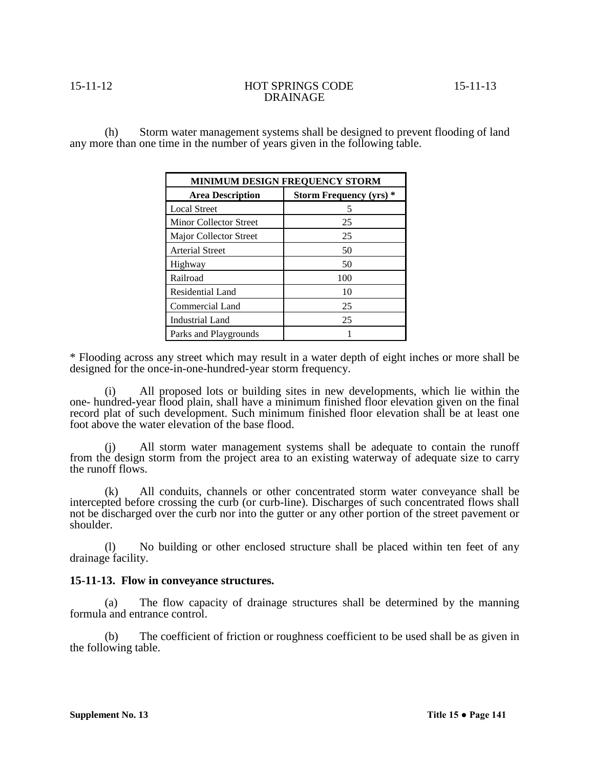(h) Storm water management systems shall be designed to prevent flooding of land any more than one time in the number of years given in the following table.

| MINIMUM DESIGN FREQUENCY STORM | |
|---|---|
| **Area Description** | **Storm Frequency (yrs) *** |
| Local Street | 5 |
| Minor Collector Street | 25 |
| Major Collector Street | 25 |
| Arterial Street | 50 |
| Highway | 50 |
| Railroad | 100 |
| Residential Land | 10 |
| Commercial Land | 25 |
| Industrial Land | 25 |
| Parks and Playgrounds | 1 |

* Flooding across any street which may result in a water depth of eight inches or more shall be designed for the once-in-one-hundred-year storm frequency.

(i) All proposed lots or building sites in new developments, which lie within the one- hundred-year flood plain, shall have a minimum finished floor elevation given on the final record plat of such development. Such minimum finished floor elevation shall be at least one foot above the water elevation of the base flood.

(j) All storm water management systems shall be adequate to contain the runoff from the design storm from the project area to an existing waterway of adequate size to carry the runoff flows.

(k) All conduits, channels or other concentrated storm water conveyance shall be intercepted before crossing the curb (or curb-line). Discharges of such concentrated flows shall not be discharged over the curb nor into the gutter or any other portion of the street pavement or shoulder.

(l) No building or other enclosed structure shall be placed within ten feet of any drainage facility.

**15-11-13. Flow in conveyance structures.**

(a) The flow capacity of drainage structures shall be determined by the manning formula and entrance control.

(b) The coefficient of friction or roughness coefficient to be used shall be as given in the following table.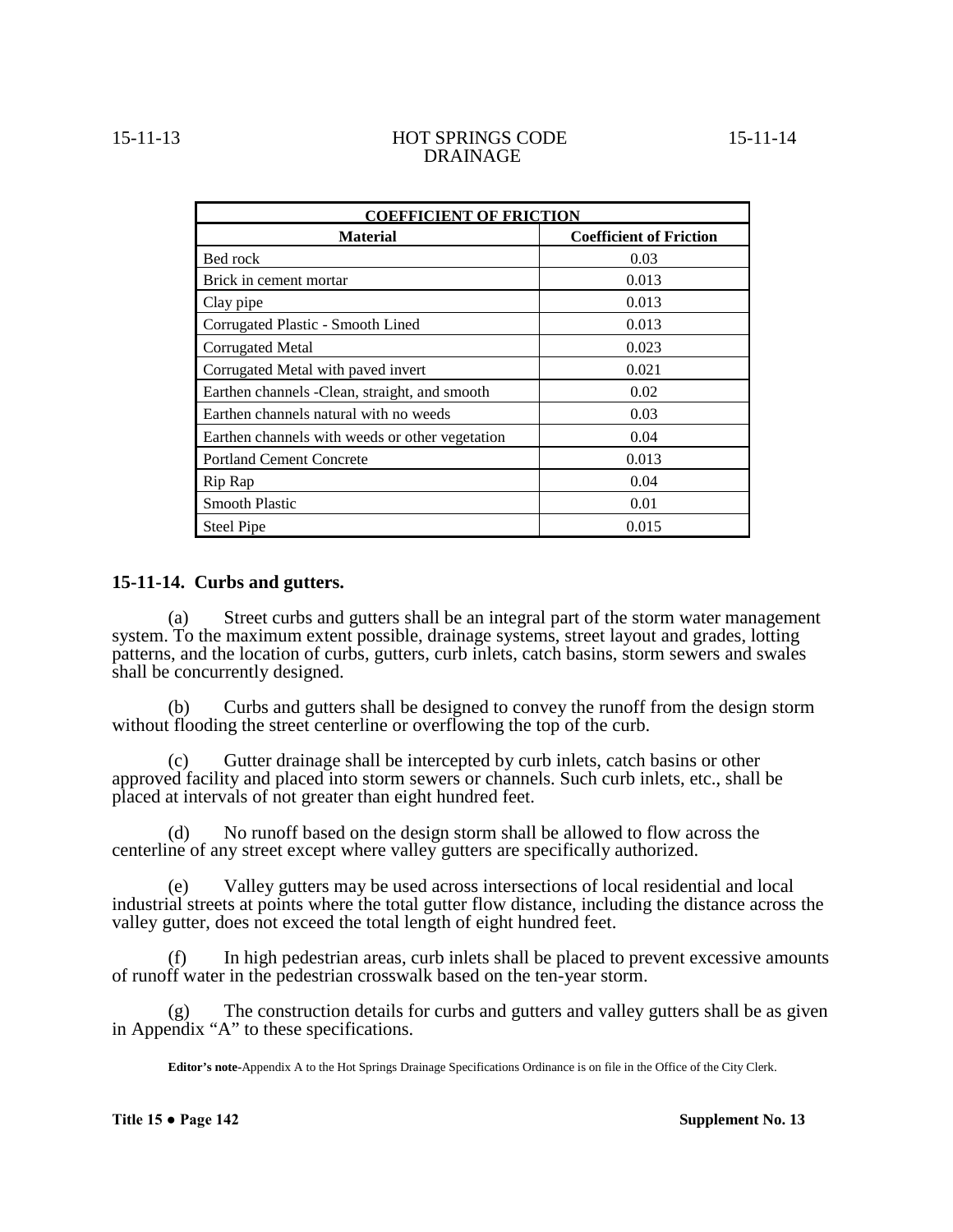| COEFFICIENT OF FRICTION | |
|---|---|
| **Material** | **Coefficient of Friction** |
| Bed rock | 0.03 |
| Brick in cement mortar | 0.013 |
| Clay pipe | 0.013 |
| Corrugated Plastic - Smooth Lined | 0.013 |
| Corrugated Metal | 0.023 |
| Corrugated Metal with paved invert | 0.021 |
| Earthen channels -Clean, straight, and smooth | 0.02 |
| Earthen channels natural with no weeds | 0.03 |
| Earthen channels with weeds or other vegetation | 0.04 |
| Portland Cement Concrete | 0.013 |
| Rip Rap | 0.04 |
| Smooth Plastic | 0.01 |
| Steel Pipe | 0.015 |

### 15-11-14. Curbs and gutters.

(a) Street curbs and gutters shall be an integral part of the storm water management system. To the maximum extent possible, drainage systems, street layout and grades, lotting patterns, and the location of curbs, gutters, curb inlets, catch basins, storm sewers and swales shall be concurrently designed.

(b) Curbs and gutters shall be designed to convey the runoff from the design storm without flooding the street centerline or overflowing the top of the curb.

(c) Gutter drainage shall be intercepted by curb inlets, catch basins or other approved facility and placed into storm sewers or channels. Such curb inlets, etc., shall be placed at intervals of not greater than eight hundred feet.

(d) No runoff based on the design storm shall be allowed to flow across the centerline of any street except where valley gutters are specifically authorized.

(e) Valley gutters may be used across intersections of local residential and local industrial streets at points where the total gutter flow distance, including the distance across the valley gutter, does not exceed the total length of eight hundred feet.

(f) In high pedestrian areas, curb inlets shall be placed to prevent excessive amounts of runoff water in the pedestrian crosswalk based on the ten-year storm.

(g) The construction details for curbs and gutters and valley gutters shall be as given in Appendix "A" to these specifications.

**Editor's note**-Appendix A to the Hot Springs Drainage Specifications Ordinance is on file in the Office of the City Clerk.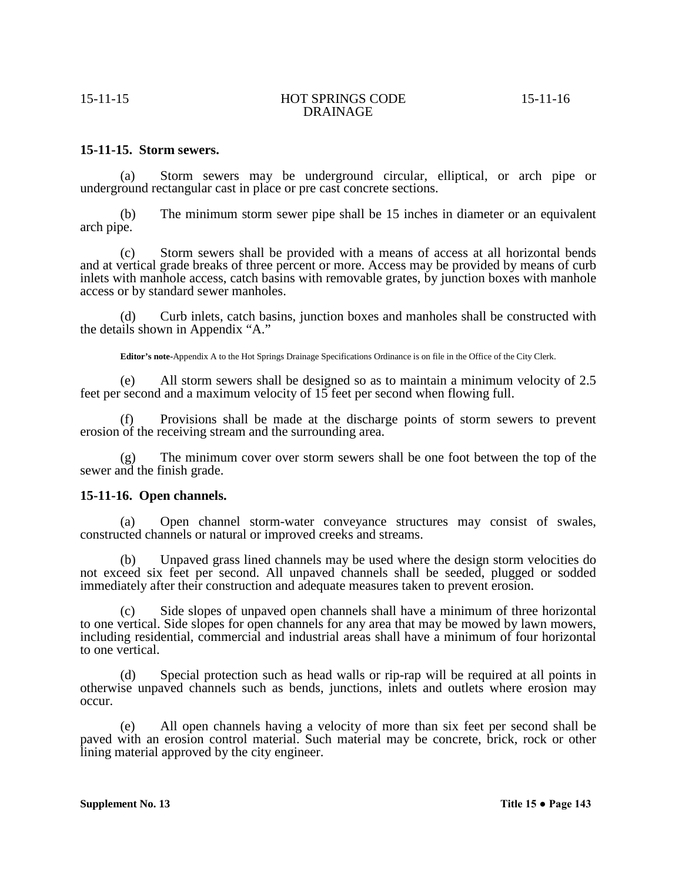### 15-11-15. Storm sewers.

(a) Storm sewers may be underground circular, elliptical, or arch pipe or underground rectangular cast in place or pre cast concrete sections.

(b) The minimum storm sewer pipe shall be 15 inches in diameter or an equivalent arch pipe.

(c) Storm sewers shall be provided with a means of access at all horizontal bends and at vertical grade breaks of three percent or more. Access may be provided by means of curb inlets with manhole access, catch basins with removable grates, by junction boxes with manhole access or by standard sewer manholes.

(d) Curb inlets, catch basins, junction boxes and manholes shall be constructed with the details shown in Appendix "A."

**Editor's note**-Appendix A to the Hot Springs Drainage Specifications Ordinance is on file in the Office of the City Clerk.

(e) All storm sewers shall be designed so as to maintain a minimum velocity of 2.5 feet per second and a maximum velocity of 15 feet per second when flowing full.

(f) Provisions shall be made at the discharge points of storm sewers to prevent erosion of the receiving stream and the surrounding area.

(g) The minimum cover over storm sewers shall be one foot between the top of the sewer and the finish grade.

### 15-11-16. Open channels.

(a) Open channel storm-water conveyance structures may consist of swales, constructed channels or natural or improved creeks and streams.

(b) Unpaved grass lined channels may be used where the design storm velocities do not exceed six feet per second. All unpaved channels shall be seeded, plugged or sodded immediately after their construction and adequate measures taken to prevent erosion.

(c) Side slopes of unpaved open channels shall have a minimum of three horizontal to one vertical. Side slopes for open channels for any area that may be mowed by lawn mowers, including residential, commercial and industrial areas shall have a minimum of four horizontal to one vertical.

(d) Special protection such as head walls or rip-rap will be required at all points in otherwise unpaved channels such as bends, junctions, inlets and outlets where erosion may occur.

(e) All open channels having a velocity of more than six feet per second shall be paved with an erosion control material. Such material may be concrete, brick, rock or other lining material approved by the city engineer.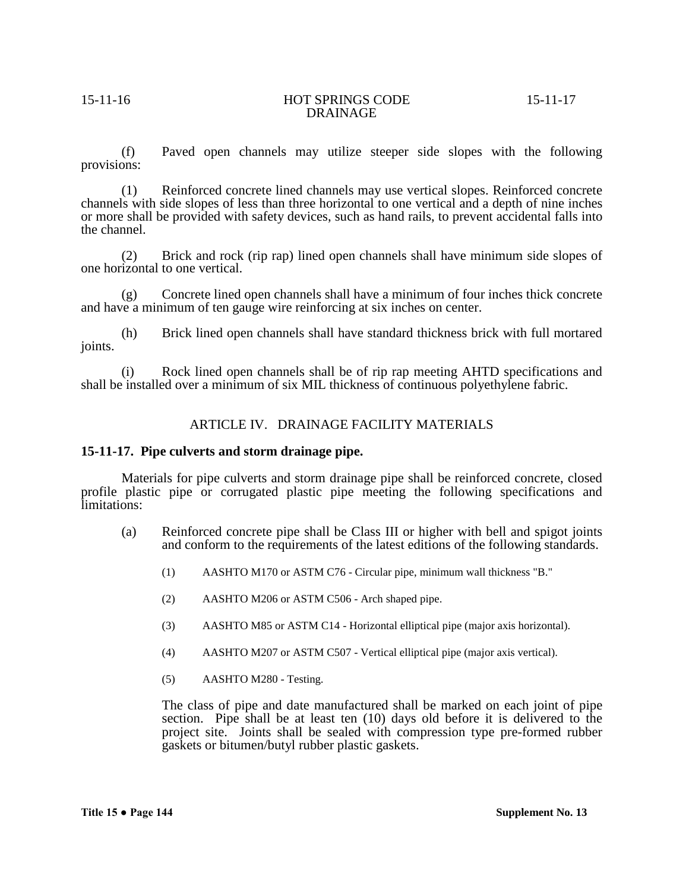(f) Paved open channels may utilize steeper side slopes with the following provisions:

(1) Reinforced concrete lined channels may use vertical slopes. Reinforced concrete channels with side slopes of less than three horizontal to one vertical and a depth of nine inches or more shall be provided with safety devices, such as hand rails, to prevent accidental falls into the channel.

(2) Brick and rock (rip rap) lined open channels shall have minimum side slopes of one horizontal to one vertical.

(g) Concrete lined open channels shall have a minimum of four inches thick concrete and have a minimum of ten gauge wire reinforcing at six inches on center.

(h) Brick lined open channels shall have standard thickness brick with full mortared joints.

(i) Rock lined open channels shall be of rip rap meeting AHTD specifications and shall be installed over a minimum of six MIL thickness of continuous polyethylene fabric.

## ARTICLE IV. DRAINAGE FACILITY MATERIALS

### 15-11-17. Pipe culverts and storm drainage pipe.

Materials for pipe culverts and storm drainage pipe shall be reinforced concrete, closed profile plastic pipe or corrugated plastic pipe meeting the following specifications and limitations:

(a) Reinforced concrete pipe shall be Class III or higher with bell and spigot joints and conform to the requirements of the latest editions of the following standards.

(1) AASHTO M170 or ASTM C76 - Circular pipe, minimum wall thickness "B."

(2) AASHTO M206 or ASTM C506 - Arch shaped pipe.

(3) AASHTO M85 or ASTM C14 - Horizontal elliptical pipe (major axis horizontal).

(4) AASHTO M207 or ASTM C507 - Vertical elliptical pipe (major axis vertical).

(5) AASHTO M280 - Testing.

The class of pipe and date manufactured shall be marked on each joint of pipe section. Pipe shall be at least ten (10) days old before it is delivered to the project site. Joints shall be sealed with compression type pre-formed rubber gaskets or bitumen/butyl rubber plastic gaskets.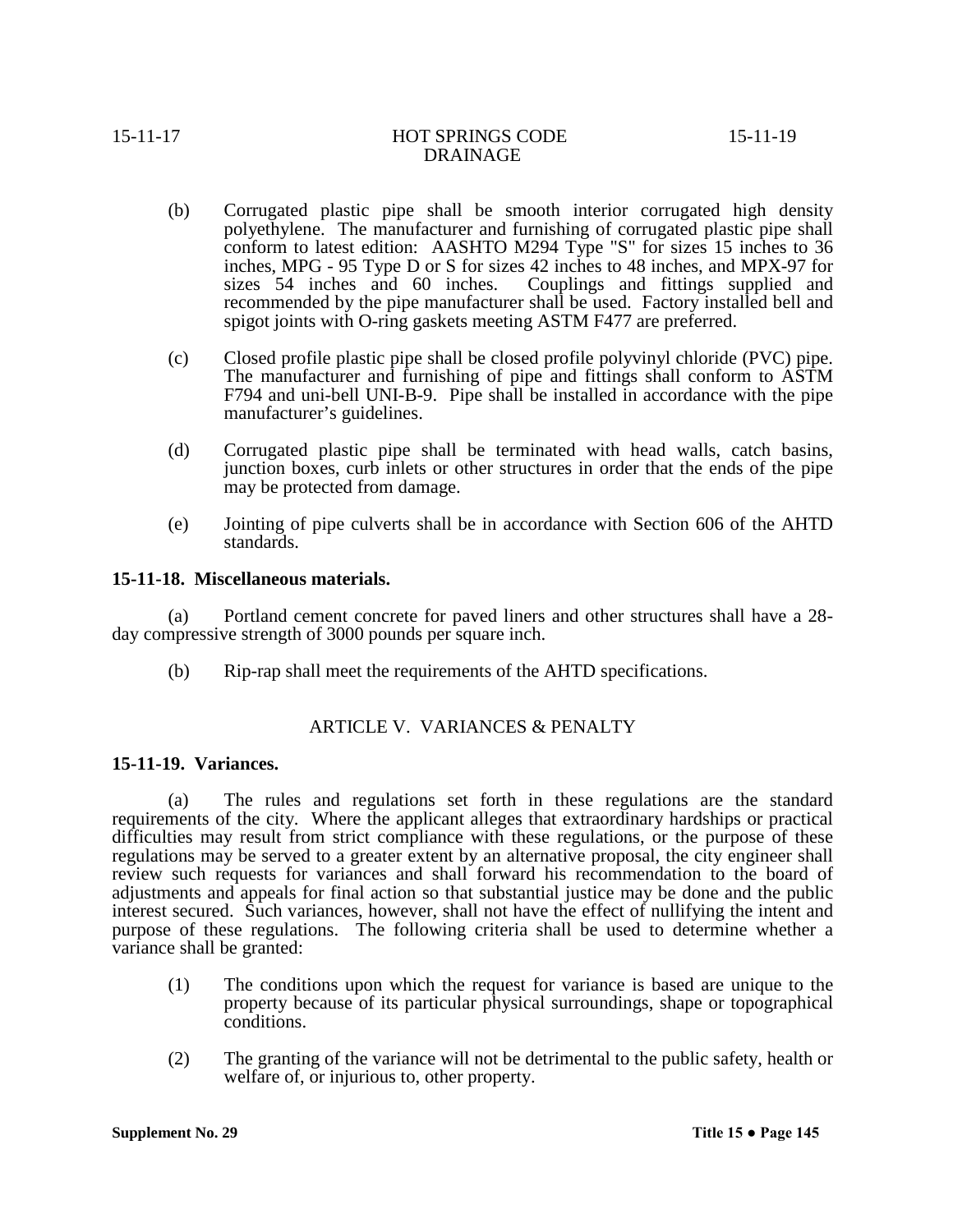(b) Corrugated plastic pipe shall be smooth interior corrugated high density polyethylene. The manufacturer and furnishing of corrugated plastic pipe shall conform to latest edition: AASHTO M294 Type "S" for sizes 15 inches to 36 inches, MPG - 95 Type D or S for sizes 42 inches to 48 inches, and MPX-97 for sizes 54 inches and 60 inches. Couplings and fittings supplied and recommended by the pipe manufacturer shall be used. Factory installed bell and spigot joints with O-ring gaskets meeting ASTM F477 are preferred.

(c) Closed profile plastic pipe shall be closed profile polyvinyl chloride (PVC) pipe. The manufacturer and furnishing of pipe and fittings shall conform to ASTM F794 and uni-bell UNI-B-9. Pipe shall be installed in accordance with the pipe manufacturer's guidelines.

(d) Corrugated plastic pipe shall be terminated with head walls, catch basins, junction boxes, curb inlets or other structures in order that the ends of the pipe may be protected from damage.

(e) Jointing of pipe culverts shall be in accordance with Section 606 of the AHTD standards.

**15-11-18. Miscellaneous materials.**

(a) Portland cement concrete for paved liners and other structures shall have a 28-day compressive strength of 3000 pounds per square inch.

(b) Rip-rap shall meet the requirements of the AHTD specifications.

## ARTICLE V. VARIANCES & PENALTY

**15-11-19. Variances.**

(a) The rules and regulations set forth in these regulations are the standard requirements of the city. Where the applicant alleges that extraordinary hardships or practical difficulties may result from strict compliance with these regulations, or the purpose of these regulations may be served to a greater extent by an alternative proposal, the city engineer shall review such requests for variances and shall forward his recommendation to the board of adjustments and appeals for final action so that substantial justice may be done and the public interest secured. Such variances, however, shall not have the effect of nullifying the intent and purpose of these regulations. The following criteria shall be used to determine whether a variance shall be granted:

(1) The conditions upon which the request for variance is based are unique to the property because of its particular physical surroundings, shape or topographical conditions.

(2) The granting of the variance will not be detrimental to the public safety, health or welfare of, or injurious to, other property.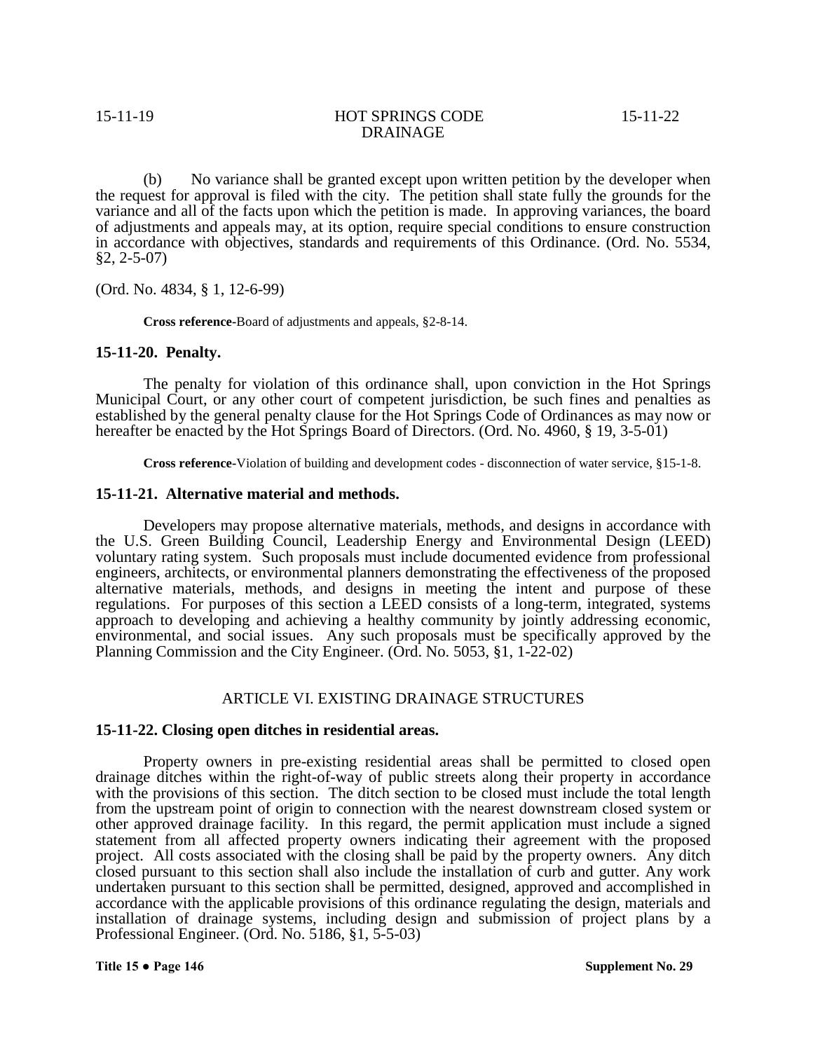(b) No variance shall be granted except upon written petition by the developer when the request for approval is filed with the city. The petition shall state fully the grounds for the variance and all of the facts upon which the petition is made. In approving variances, the board of adjustments and appeals may, at its option, require special conditions to ensure construction in accordance with objectives, standards and requirements of this Ordinance. (Ord. No. 5534, §2, 2-5-07)

(Ord. No. 4834, § 1, 12-6-99)

**Cross reference**-Board of adjustments and appeals, §2-8-14.

### 15-11-20. Penalty.

The penalty for violation of this ordinance shall, upon conviction in the Hot Springs Municipal Court, or any other court of competent jurisdiction, be such fines and penalties as established by the general penalty clause for the Hot Springs Code of Ordinances as may now or hereafter be enacted by the Hot Springs Board of Directors. (Ord. No. 4960, § 19, 3-5-01)

**Cross reference**-Violation of building and development codes - disconnection of water service, §15-1-8.

### 15-11-21. Alternative material and methods.

Developers may propose alternative materials, methods, and designs in accordance with the U.S. Green Building Council, Leadership Energy and Environmental Design (LEED) voluntary rating system. Such proposals must include documented evidence from professional engineers, architects, or environmental planners demonstrating the effectiveness of the proposed alternative materials, methods, and designs in meeting the intent and purpose of these regulations. For purposes of this section a LEED consists of a long-term, integrated, systems approach to developing and achieving a healthy community by jointly addressing economic, environmental, and social issues. Any such proposals must be specifically approved by the Planning Commission and the City Engineer. (Ord. No. 5053, §1, 1-22-02)

## ARTICLE VI. EXISTING DRAINAGE STRUCTURES

### 15-11-22. Closing open ditches in residential areas.

Property owners in pre-existing residential areas shall be permitted to closed open drainage ditches within the right-of-way of public streets along their property in accordance with the provisions of this section. The ditch section to be closed must include the total length from the upstream point of origin to connection with the nearest downstream closed system or other approved drainage facility. In this regard, the permit application must include a signed statement from all affected property owners indicating their agreement with the proposed project. All costs associated with the closing shall be paid by the property owners. Any ditch closed pursuant to this section shall also include the installation of curb and gutter. Any work undertaken pursuant to this section shall be permitted, designed, approved and accomplished in accordance with the applicable provisions of this ordinance regulating the design, materials and installation of drainage systems, including design and submission of project plans by a Professional Engineer. (Ord. No. 5186, §1, 5-5-03)